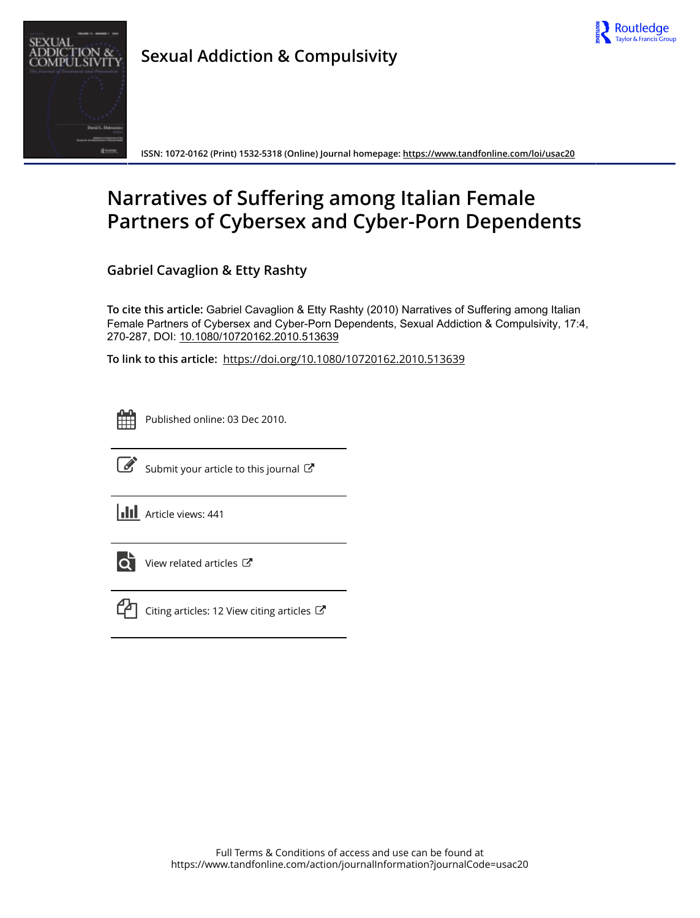# Sexual Addiction & Compulsivity

ISSN: 1072-0162 (Print) 1532-5318 (Online) Journal homepage: https://www.tandfonline.com/loi/usac20

# Narratives of Suffering among Italian Female Partners of Cybersex and Cyber-Porn Dependents

**Gabriel Cavaglion & Etty Rashty**

**To cite this article:** Gabriel Cavaglion & Etty Rashty (2010) Narratives of Suffering among Italian Female Partners of Cybersex and Cyber-Porn Dependents, Sexual Addiction & Compulsivity, 17:4, 270-287, DOI: 10.1080/10720162.2010.513639

**To link to this article:** https://doi.org/10.1080/10720162.2010.513639

Published online: 03 Dec 2010.

Submit your article to this journal

Article views: 441

View related articles

Citing articles: 12 View citing articles

Full Terms & Conditions of access and use can be found at
https://www.tandfonline.com/action/journalInformation?journalCode=usac20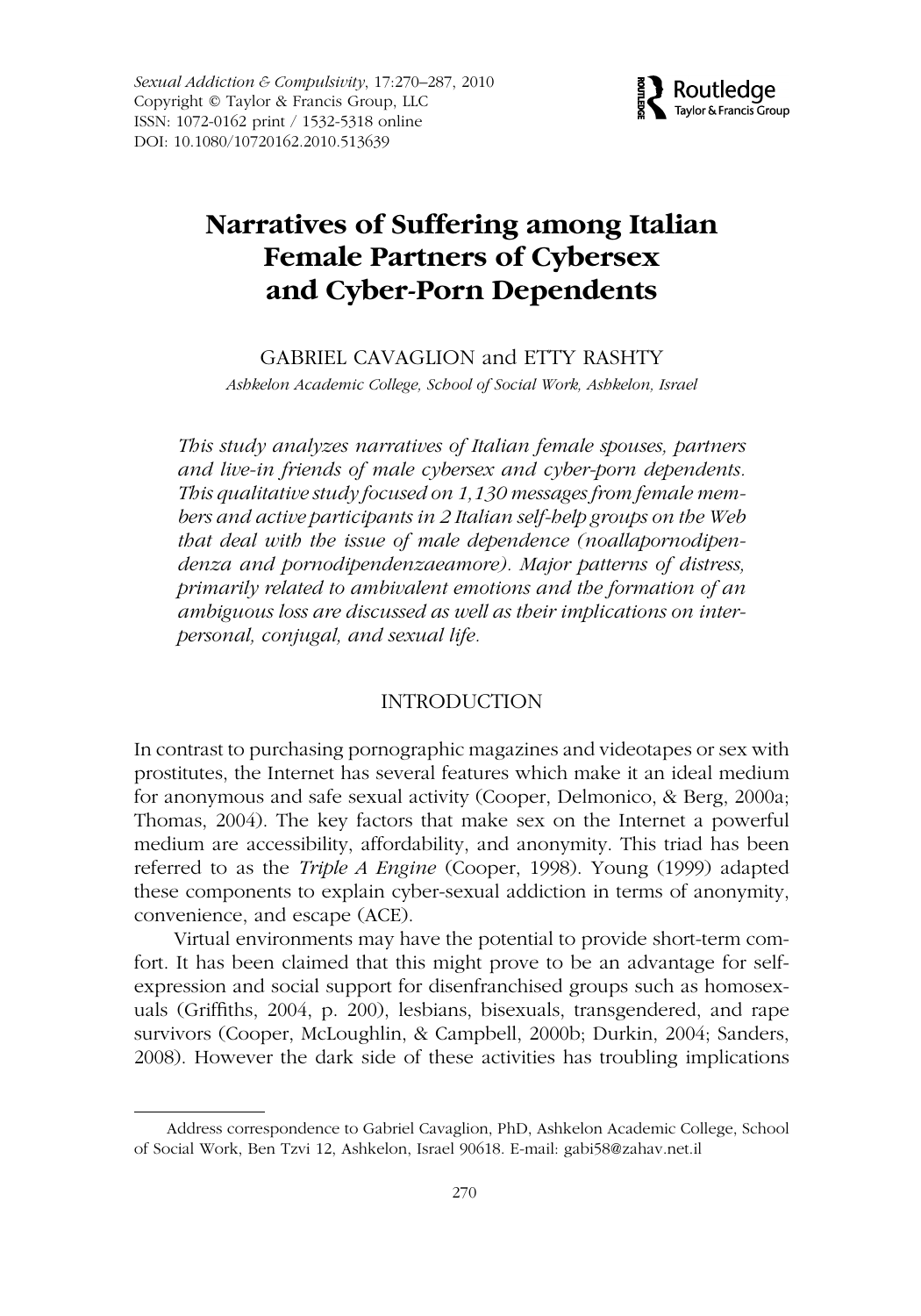# Narratives of Suffering among Italian Female Partners of Cybersex and Cyber-Porn Dependents

GABRIEL CAVAGLION and ETTY RASHTY

*Ashkelon Academic College, School of Social Work, Ashkelon, Israel*

*This study analyzes narratives of Italian female spouses, partners and live-in friends of male cybersex and cyber-porn dependents. This qualitative study focused on 1,130 messages from female members and active participants in 2 Italian self-help groups on the Web that deal with the issue of male dependence (noallapornodipendenza and pornodipendenzaeamore). Major patterns of distress, primarily related to ambivalent emotions and the formation of an ambiguous loss are discussed as well as their implications on interpersonal, conjugal, and sexual life.*

## INTRODUCTION

In contrast to purchasing pornographic magazines and videotapes or sex with prostitutes, the Internet has several features which make it an ideal medium for anonymous and safe sexual activity (Cooper, Delmonico, & Berg, 2000a; Thomas, 2004). The key factors that make sex on the Internet a powerful medium are accessibility, affordability, and anonymity. This triad has been referred to as the *Triple A Engine* (Cooper, 1998). Young (1999) adapted these components to explain cyber-sexual addiction in terms of anonymity, convenience, and escape (ACE).

Virtual environments may have the potential to provide short-term comfort. It has been claimed that this might prove to be an advantage for self-expression and social support for disenfranchised groups such as homosexuals (Griffiths, 2004, p. 200), lesbians, bisexuals, transgendered, and rape survivors (Cooper, McLoughlin, & Campbell, 2000b; Durkin, 2004; Sanders, 2008). However the dark side of these activities has troubling implications

Address correspondence to Gabriel Cavaglion, PhD, Ashkelon Academic College, School of Social Work, Ben Tzvi 12, Ashkelon, Israel 90618. E-mail: gabi58@zahav.net.il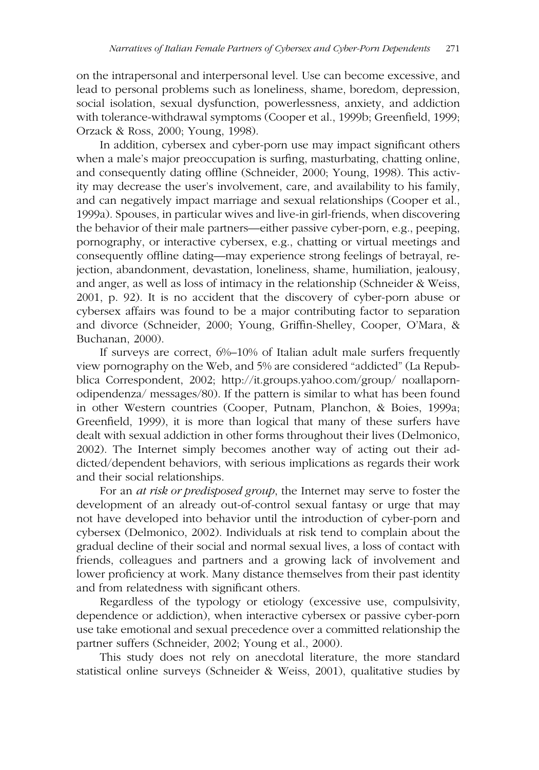on the intrapersonal and interpersonal level. Use can become excessive, and lead to personal problems such as loneliness, shame, boredom, depression, social isolation, sexual dysfunction, powerlessness, anxiety, and addiction with tolerance-withdrawal symptoms (Cooper et al., 1999b; Greenfield, 1999; Orzack & Ross, 2000; Young, 1998).

In addition, cybersex and cyber-porn use may impact significant others when a male's major preoccupation is surfing, masturbating, chatting online, and consequently dating offline (Schneider, 2000; Young, 1998). This activity may decrease the user's involvement, care, and availability to his family, and can negatively impact marriage and sexual relationships (Cooper et al., 1999a). Spouses, in particular wives and live-in girl-friends, when discovering the behavior of their male partners—either passive cyber-porn, e.g., peeping, pornography, or interactive cybersex, e.g., chatting or virtual meetings and consequently offline dating—may experience strong feelings of betrayal, rejection, abandonment, devastation, loneliness, shame, humiliation, jealousy, and anger, as well as loss of intimacy in the relationship (Schneider & Weiss, 2001, p. 92). It is no accident that the discovery of cyber-porn abuse or cybersex affairs was found to be a major contributing factor to separation and divorce (Schneider, 2000; Young, Griffin-Shelley, Cooper, O'Mara, & Buchanan, 2000).

If surveys are correct, 6%–10% of Italian adult male surfers frequently view pornography on the Web, and 5% are considered "addicted" (La Repubblica Correspondent, 2002; http://it.groups.yahoo.com/group/ noallapornodipendenza/ messages/80). If the pattern is similar to what has been found in other Western countries (Cooper, Putnam, Planchon, & Boies, 1999a; Greenfield, 1999), it is more than logical that many of these surfers have dealt with sexual addiction in other forms throughout their lives (Delmonico, 2002). The Internet simply becomes another way of acting out their addicted/dependent behaviors, with serious implications as regards their work and their social relationships.

For an *at risk or predisposed group*, the Internet may serve to foster the development of an already out-of-control sexual fantasy or urge that may not have developed into behavior until the introduction of cyber-porn and cybersex (Delmonico, 2002). Individuals at risk tend to complain about the gradual decline of their social and normal sexual lives, a loss of contact with friends, colleagues and partners and a growing lack of involvement and lower proficiency at work. Many distance themselves from their past identity and from relatedness with significant others.

Regardless of the typology or etiology (excessive use, compulsivity, dependence or addiction), when interactive cybersex or passive cyber-porn use take emotional and sexual precedence over a committed relationship the partner suffers (Schneider, 2002; Young et al., 2000).

This study does not rely on anecdotal literature, the more standard statistical online surveys (Schneider & Weiss, 2001), qualitative studies by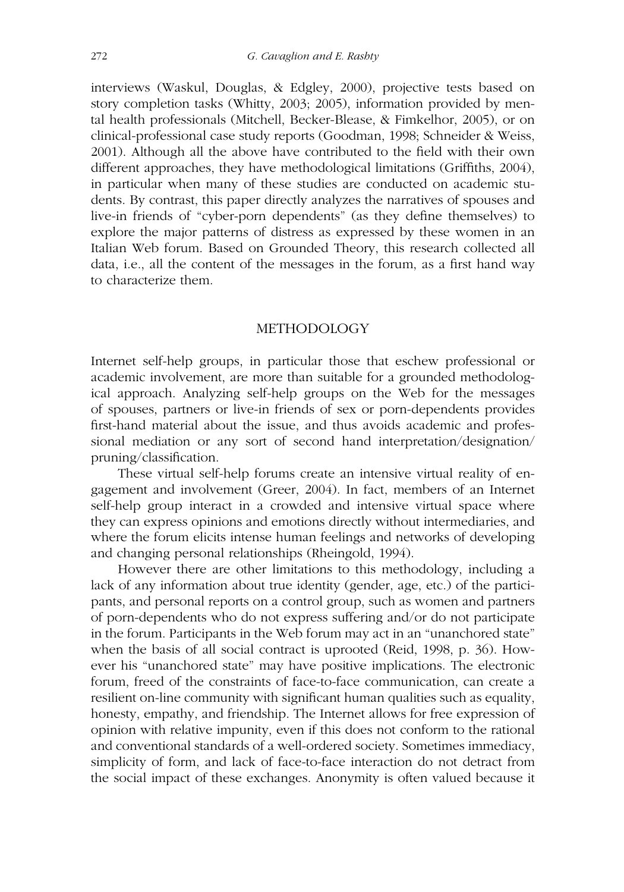interviews (Waskul, Douglas, & Edgley, 2000), projective tests based on story completion tasks (Whitty, 2003; 2005), information provided by mental health professionals (Mitchell, Becker-Blease, & Fimkelhor, 2005), or on clinical-professional case study reports (Goodman, 1998; Schneider & Weiss, 2001). Although all the above have contributed to the field with their own different approaches, they have methodological limitations (Griffiths, 2004), in particular when many of these studies are conducted on academic students. By contrast, this paper directly analyzes the narratives of spouses and live-in friends of "cyber-porn dependents" (as they define themselves) to explore the major patterns of distress as expressed by these women in an Italian Web forum. Based on Grounded Theory, this research collected all data, i.e., all the content of the messages in the forum, as a first hand way to characterize them.

## METHODOLOGY

Internet self-help groups, in particular those that eschew professional or academic involvement, are more than suitable for a grounded methodological approach. Analyzing self-help groups on the Web for the messages of spouses, partners or live-in friends of sex or porn-dependents provides first-hand material about the issue, and thus avoids academic and professional mediation or any sort of second hand interpretation/designation/pruning/classification.

These virtual self-help forums create an intensive virtual reality of engagement and involvement (Greer, 2004). In fact, members of an Internet self-help group interact in a crowded and intensive virtual space where they can express opinions and emotions directly without intermediaries, and where the forum elicits intense human feelings and networks of developing and changing personal relationships (Rheingold, 1994).

However there are other limitations to this methodology, including a lack of any information about true identity (gender, age, etc.) of the participants, and personal reports on a control group, such as women and partners of porn-dependents who do not express suffering and/or do not participate in the forum. Participants in the Web forum may act in an "unanchored state" when the basis of all social contract is uprooted (Reid, 1998, p. 36). However his "unanchored state" may have positive implications. The electronic forum, freed of the constraints of face-to-face communication, can create a resilient on-line community with significant human qualities such as equality, honesty, empathy, and friendship. The Internet allows for free expression of opinion with relative impunity, even if this does not conform to the rational and conventional standards of a well-ordered society. Sometimes immediacy, simplicity of form, and lack of face-to-face interaction do not detract from the social impact of these exchanges. Anonymity is often valued because it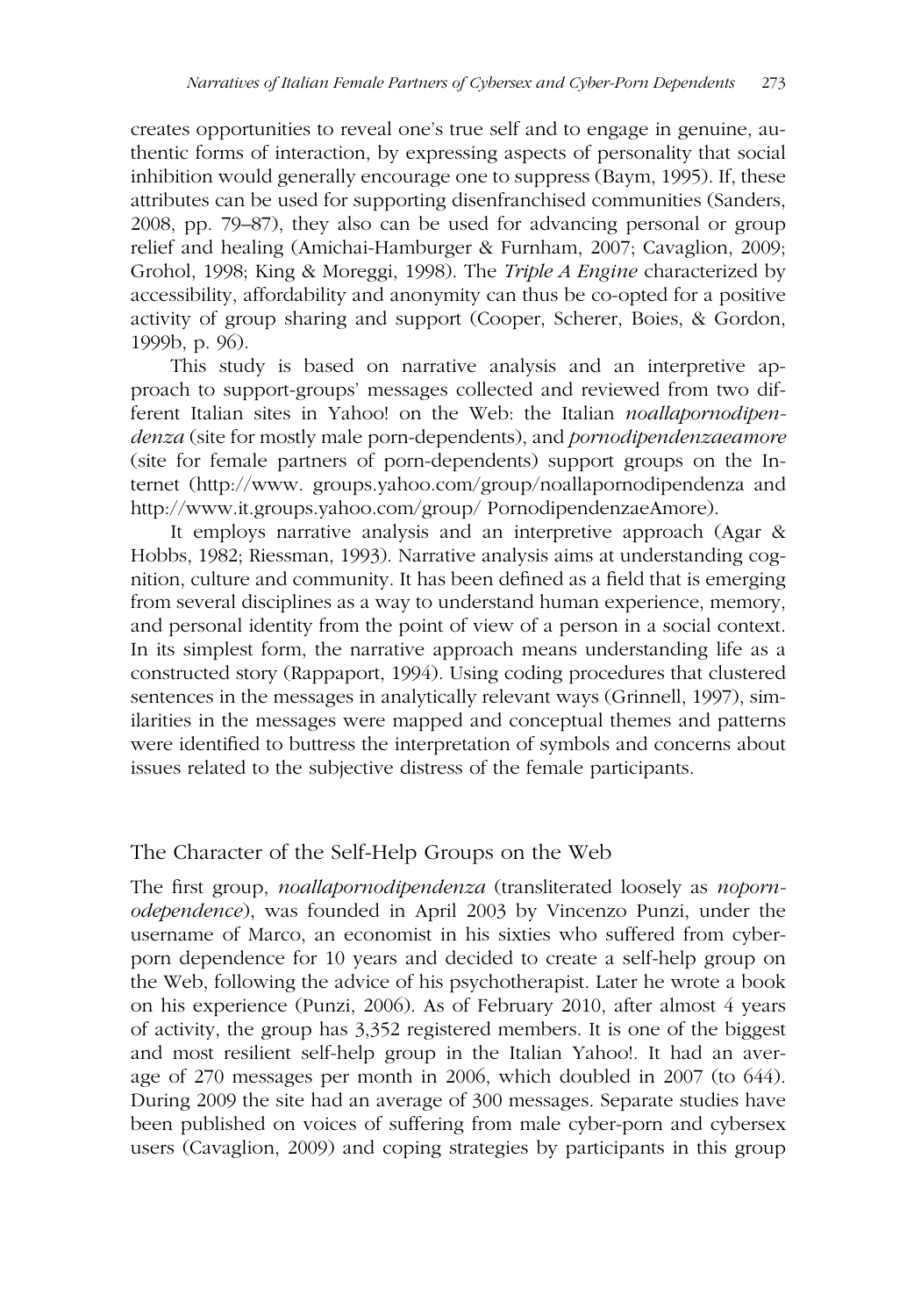creates opportunities to reveal one's true self and to engage in genuine, authentic forms of interaction, by expressing aspects of personality that social inhibition would generally encourage one to suppress (Baym, 1995). If, these attributes can be used for supporting disenfranchised communities (Sanders, 2008, pp. 79–87), they also can be used for advancing personal or group relief and healing (Amichai-Hamburger & Furnham, 2007; Cavaglion, 2009; Grohol, 1998; King & Moreggi, 1998). The *Triple A Engine* characterized by accessibility, affordability and anonymity can thus be co-opted for a positive activity of group sharing and support (Cooper, Scherer, Boies, & Gordon, 1999b, p. 96).

This study is based on narrative analysis and an interpretive approach to support-groups' messages collected and reviewed from two different Italian sites in Yahoo! on the Web: the Italian *noallapornodipendenza* (site for mostly male porn-dependents), and *pornodipendenzaeamore* (site for female partners of porn-dependents) support groups on the Internet (http://www. groups.yahoo.com/group/noallapornodipendenza and http://www.it.groups.yahoo.com/group/ PornodipendenzaeAmore).

It employs narrative analysis and an interpretive approach (Agar & Hobbs, 1982; Riessman, 1993). Narrative analysis aims at understanding cognition, culture and community. It has been defined as a field that is emerging from several disciplines as a way to understand human experience, memory, and personal identity from the point of view of a person in a social context. In its simplest form, the narrative approach means understanding life as a constructed story (Rappaport, 1994). Using coding procedures that clustered sentences in the messages in analytically relevant ways (Grinnell, 1997), similarities in the messages were mapped and conceptual themes and patterns were identified to buttress the interpretation of symbols and concerns about issues related to the subjective distress of the female participants.

## The Character of the Self-Help Groups on the Web

The first group, *noallapornodipendenza* (transliterated loosely as *nopornodependence*), was founded in April 2003 by Vincenzo Punzi, under the username of Marco, an economist in his sixties who suffered from cyber-porn dependence for 10 years and decided to create a self-help group on the Web, following the advice of his psychotherapist. Later he wrote a book on his experience (Punzi, 2006). As of February 2010, after almost 4 years of activity, the group has 3,352 registered members. It is one of the biggest and most resilient self-help group in the Italian Yahoo!. It had an average of 270 messages per month in 2006, which doubled in 2007 (to 644). During 2009 the site had an average of 300 messages. Separate studies have been published on voices of suffering from male cyber-porn and cybersex users (Cavaglion, 2009) and coping strategies by participants in this group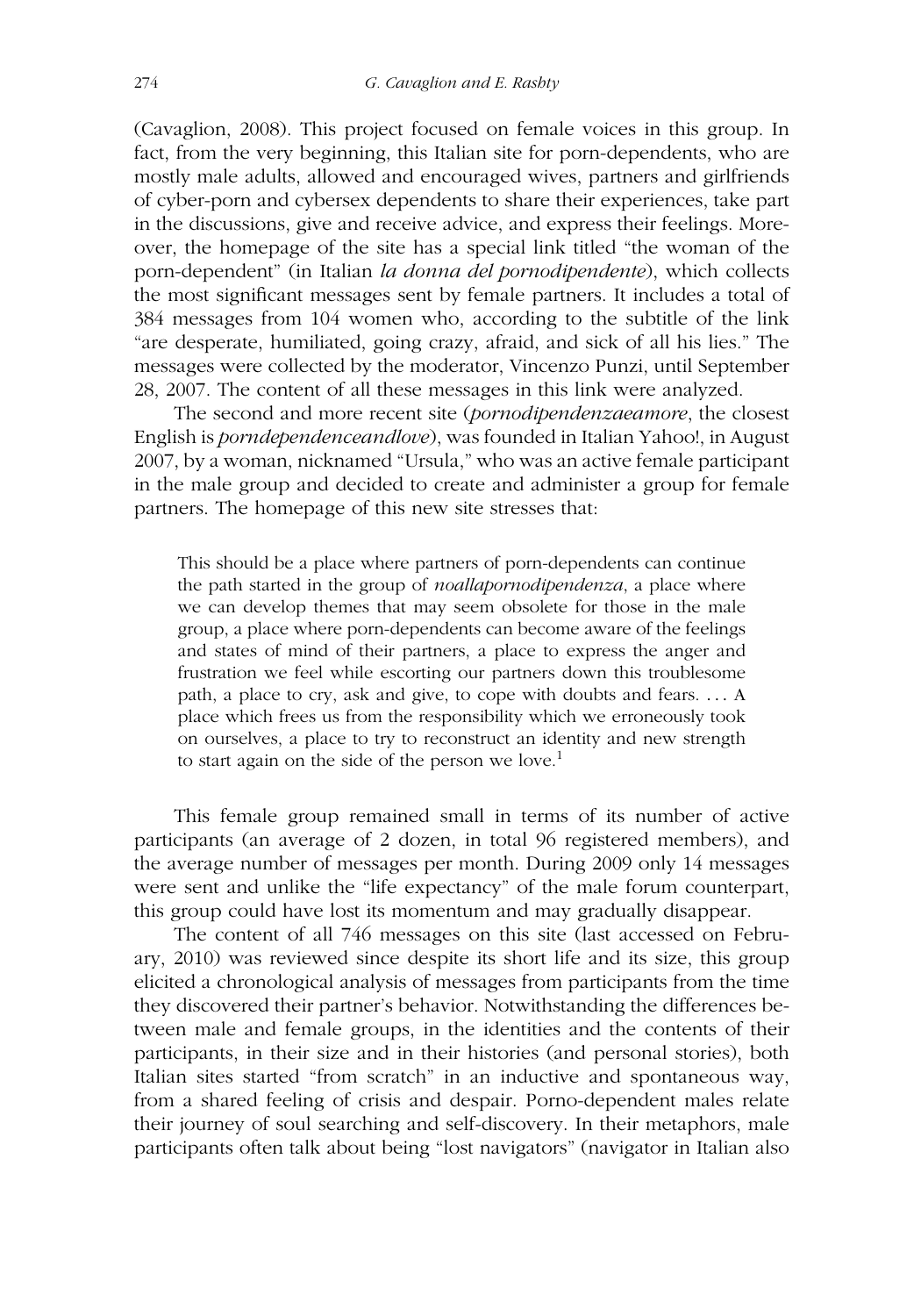(Cavaglion, 2008). This project focused on female voices in this group. In fact, from the very beginning, this Italian site for porn-dependents, who are mostly male adults, allowed and encouraged wives, partners and girlfriends of cyber-porn and cybersex dependents to share their experiences, take part in the discussions, give and receive advice, and express their feelings. Moreover, the homepage of the site has a special link titled "the woman of the porn-dependent" (in Italian *la donna del pornodipendente*), which collects the most significant messages sent by female partners. It includes a total of 384 messages from 104 women who, according to the subtitle of the link "are desperate, humiliated, going crazy, afraid, and sick of all his lies." The messages were collected by the moderator, Vincenzo Punzi, until September 28, 2007. The content of all these messages in this link were analyzed.

The second and more recent site (*pornodipendenzaeamore*, the closest English is *porndependenceandlove*), was founded in Italian Yahoo!, in August 2007, by a woman, nicknamed "Ursula," who was an active female participant in the male group and decided to create and administer a group for female partners. The homepage of this new site stresses that:

> This should be a place where partners of porn-dependents can continue the path started in the group of *noallapornodipendenza*, a place where we can develop themes that may seem obsolete for those in the male group, a place where porn-dependents can become aware of the feelings and states of mind of their partners, a place to express the anger and frustration we feel while escorting our partners down this troublesome path, a place to cry, ask and give, to cope with doubts and fears. . . . A place which frees us from the responsibility which we erroneously took on ourselves, a place to try to reconstruct an identity and new strength to start again on the side of the person we love.[1]

This female group remained small in terms of its number of active participants (an average of 2 dozen, in total 96 registered members), and the average number of messages per month. During 2009 only 14 messages were sent and unlike the "life expectancy" of the male forum counterpart, this group could have lost its momentum and may gradually disappear.

The content of all 746 messages on this site (last accessed on February, 2010) was reviewed since despite its short life and its size, this group elicited a chronological analysis of messages from participants from the time they discovered their partner's behavior. Notwithstanding the differences between male and female groups, in the identities and the contents of their participants, in their size and in their histories (and personal stories), both Italian sites started "from scratch" in an inductive and spontaneous way, from a shared feeling of crisis and despair. Porno-dependent males relate their journey of soul searching and self-discovery. In their metaphors, male participants often talk about being "lost navigators" (navigator in Italian also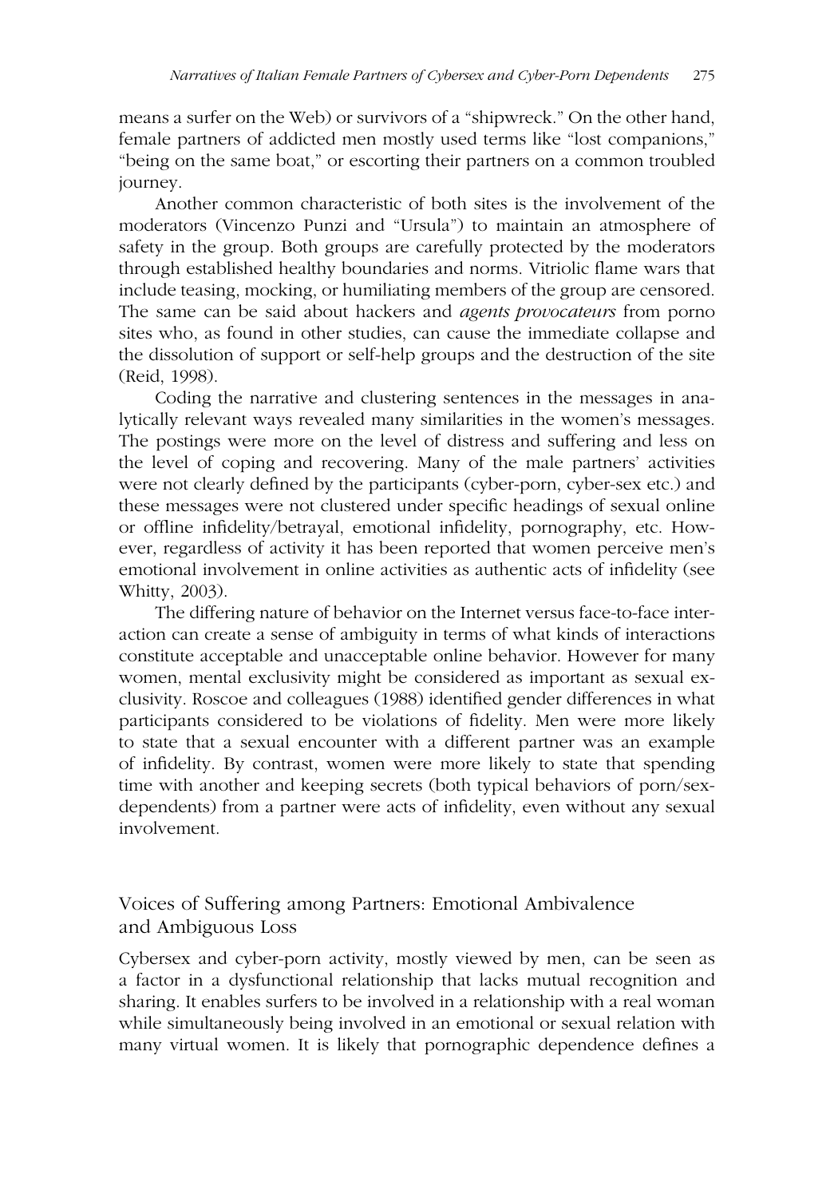means a surfer on the Web) or survivors of a "shipwreck." On the other hand, female partners of addicted men mostly used terms like "lost companions," "being on the same boat," or escorting their partners on a common troubled journey.

Another common characteristic of both sites is the involvement of the moderators (Vincenzo Punzi and "Ursula") to maintain an atmosphere of safety in the group. Both groups are carefully protected by the moderators through established healthy boundaries and norms. Vitriolic flame wars that include teasing, mocking, or humiliating members of the group are censored. The same can be said about hackers and *agents provocateurs* from porno sites who, as found in other studies, can cause the immediate collapse and the dissolution of support or self-help groups and the destruction of the site (Reid, 1998).

Coding the narrative and clustering sentences in the messages in analytically relevant ways revealed many similarities in the women's messages. The postings were more on the level of distress and suffering and less on the level of coping and recovering. Many of the male partners' activities were not clearly defined by the participants (cyber-porn, cyber-sex etc.) and these messages were not clustered under specific headings of sexual online or offline infidelity/betrayal, emotional infidelity, pornography, etc. However, regardless of activity it has been reported that women perceive men's emotional involvement in online activities as authentic acts of infidelity (see Whitty, 2003).

The differing nature of behavior on the Internet versus face-to-face interaction can create a sense of ambiguity in terms of what kinds of interactions constitute acceptable and unacceptable online behavior. However for many women, mental exclusivity might be considered as important as sexual exclusivity. Roscoe and colleagues (1988) identified gender differences in what participants considered to be violations of fidelity. Men were more likely to state that a sexual encounter with a different partner was an example of infidelity. By contrast, women were more likely to state that spending time with another and keeping secrets (both typical behaviors of porn/sex-dependents) from a partner were acts of infidelity, even without any sexual involvement.

## Voices of Suffering among Partners: Emotional Ambivalence and Ambiguous Loss

Cybersex and cyber-porn activity, mostly viewed by men, can be seen as a factor in a dysfunctional relationship that lacks mutual recognition and sharing. It enables surfers to be involved in a relationship with a real woman while simultaneously being involved in an emotional or sexual relation with many virtual women. It is likely that pornographic dependence defines a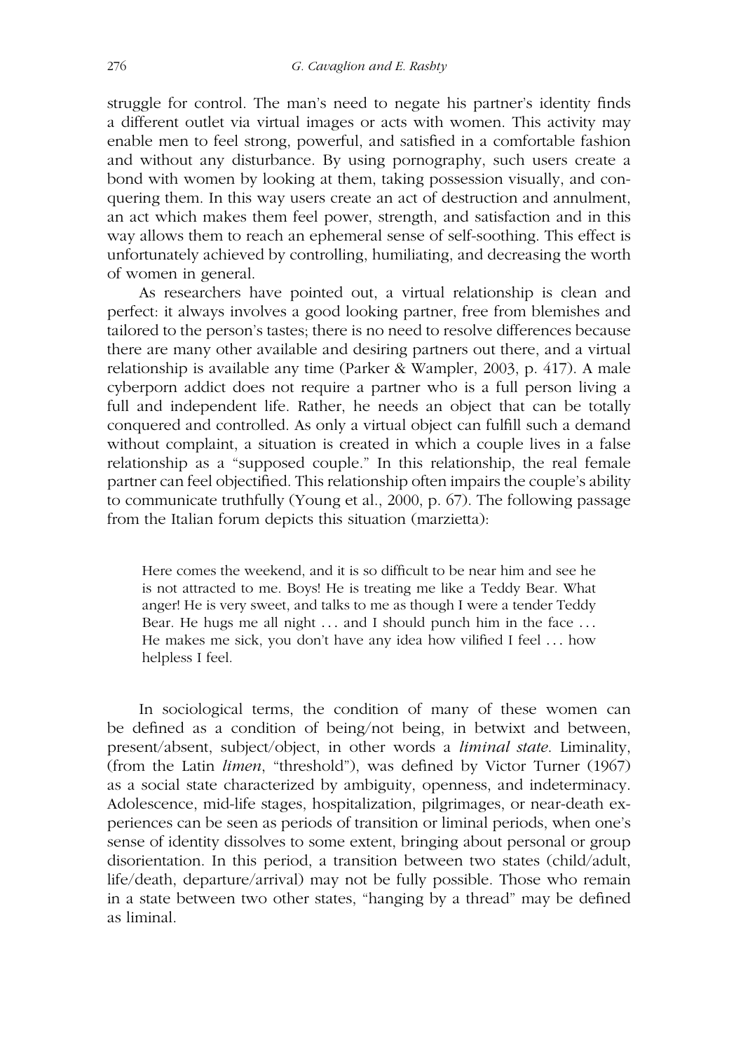struggle for control. The man's need to negate his partner's identity finds a different outlet via virtual images or acts with women. This activity may enable men to feel strong, powerful, and satisfied in a comfortable fashion and without any disturbance. By using pornography, such users create a bond with women by looking at them, taking possession visually, and conquering them. In this way users create an act of destruction and annulment, an act which makes them feel power, strength, and satisfaction and in this way allows them to reach an ephemeral sense of self-soothing. This effect is unfortunately achieved by controlling, humiliating, and decreasing the worth of women in general.

As researchers have pointed out, a virtual relationship is clean and perfect: it always involves a good looking partner, free from blemishes and tailored to the person's tastes; there is no need to resolve differences because there are many other available and desiring partners out there, and a virtual relationship is available any time (Parker & Wampler, 2003, p. 417). A male cyberporn addict does not require a partner who is a full person living a full and independent life. Rather, he needs an object that can be totally conquered and controlled. As only a virtual object can fulfill such a demand without complaint, a situation is created in which a couple lives in a false relationship as a "supposed couple." In this relationship, the real female partner can feel objectified. This relationship often impairs the couple's ability to communicate truthfully (Young et al., 2000, p. 67). The following passage from the Italian forum depicts this situation (marzietta):

> Here comes the weekend, and it is so difficult to be near him and see he is not attracted to me. Boys! He is treating me like a Teddy Bear. What anger! He is very sweet, and talks to me as though I were a tender Teddy Bear. He hugs me all night ... and I should punch him in the face ... He makes me sick, you don't have any idea how vilified I feel ... how helpless I feel.

In sociological terms, the condition of many of these women can be defined as a condition of being/not being, in betwixt and between, present/absent, subject/object, in other words a *liminal state*. Liminality, (from the Latin *limen*, "threshold"), was defined by Victor Turner (1967) as a social state characterized by ambiguity, openness, and indeterminacy. Adolescence, mid-life stages, hospitalization, pilgrimages, or near-death experiences can be seen as periods of transition or liminal periods, when one's sense of identity dissolves to some extent, bringing about personal or group disorientation. In this period, a transition between two states (child/adult, life/death, departure/arrival) may not be fully possible. Those who remain in a state between two other states, "hanging by a thread" may be defined as liminal.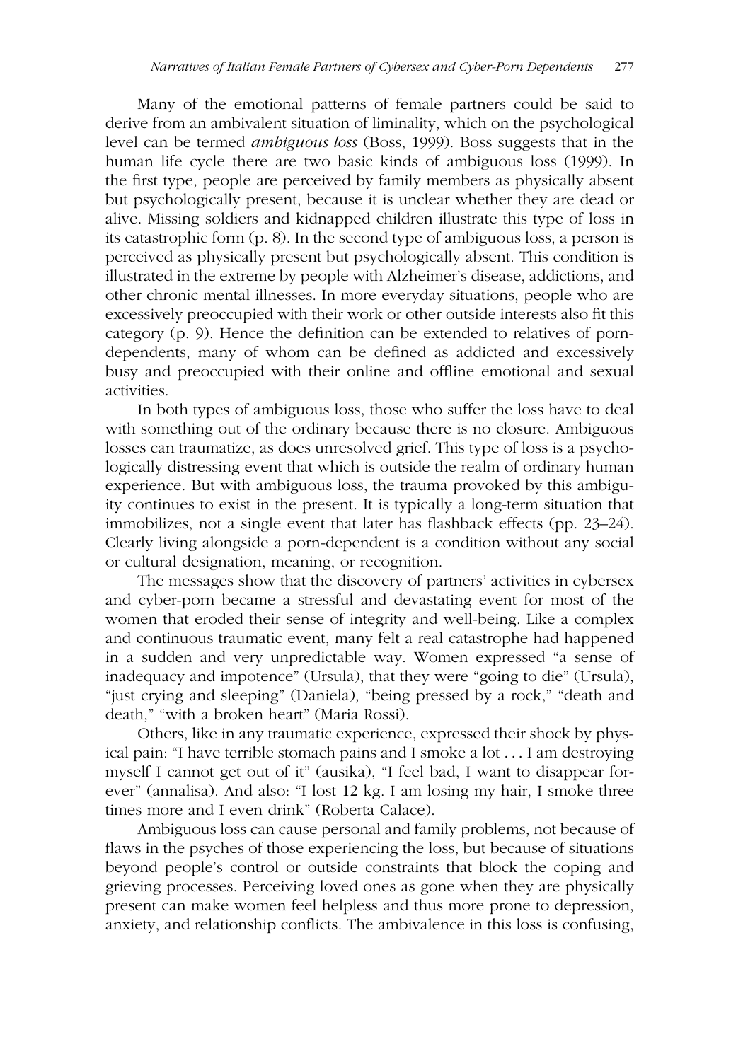Many of the emotional patterns of female partners could be said to derive from an ambivalent situation of liminality, which on the psychological level can be termed *ambiguous loss* (Boss, 1999). Boss suggests that in the human life cycle there are two basic kinds of ambiguous loss (1999). In the first type, people are perceived by family members as physically absent but psychologically present, because it is unclear whether they are dead or alive. Missing soldiers and kidnapped children illustrate this type of loss in its catastrophic form (p. 8). In the second type of ambiguous loss, a person is perceived as physically present but psychologically absent. This condition is illustrated in the extreme by people with Alzheimer's disease, addictions, and other chronic mental illnesses. In more everyday situations, people who are excessively preoccupied with their work or other outside interests also fit this category (p. 9). Hence the definition can be extended to relatives of porn-dependents, many of whom can be defined as addicted and excessively busy and preoccupied with their online and offline emotional and sexual activities.

In both types of ambiguous loss, those who suffer the loss have to deal with something out of the ordinary because there is no closure. Ambiguous losses can traumatize, as does unresolved grief. This type of loss is a psychologically distressing event that which is outside the realm of ordinary human experience. But with ambiguous loss, the trauma provoked by this ambiguity continues to exist in the present. It is typically a long-term situation that immobilizes, not a single event that later has flashback effects (pp. 23–24). Clearly living alongside a porn-dependent is a condition without any social or cultural designation, meaning, or recognition.

The messages show that the discovery of partners' activities in cybersex and cyber-porn became a stressful and devastating event for most of the women that eroded their sense of integrity and well-being. Like a complex and continuous traumatic event, many felt a real catastrophe had happened in a sudden and very unpredictable way. Women expressed "a sense of inadequacy and impotence" (Ursula), that they were "going to die" (Ursula), "just crying and sleeping" (Daniela), "being pressed by a rock," "death and death," "with a broken heart" (Maria Rossi).

Others, like in any traumatic experience, expressed their shock by physical pain: "I have terrible stomach pains and I smoke a lot . . . I am destroying myself I cannot get out of it" (ausika), "I feel bad, I want to disappear forever" (annalisa). And also: "I lost 12 kg. I am losing my hair, I smoke three times more and I even drink" (Roberta Calace).

Ambiguous loss can cause personal and family problems, not because of flaws in the psyches of those experiencing the loss, but because of situations beyond people's control or outside constraints that block the coping and grieving processes. Perceiving loved ones as gone when they are physically present can make women feel helpless and thus more prone to depression, anxiety, and relationship conflicts. The ambivalence in this loss is confusing,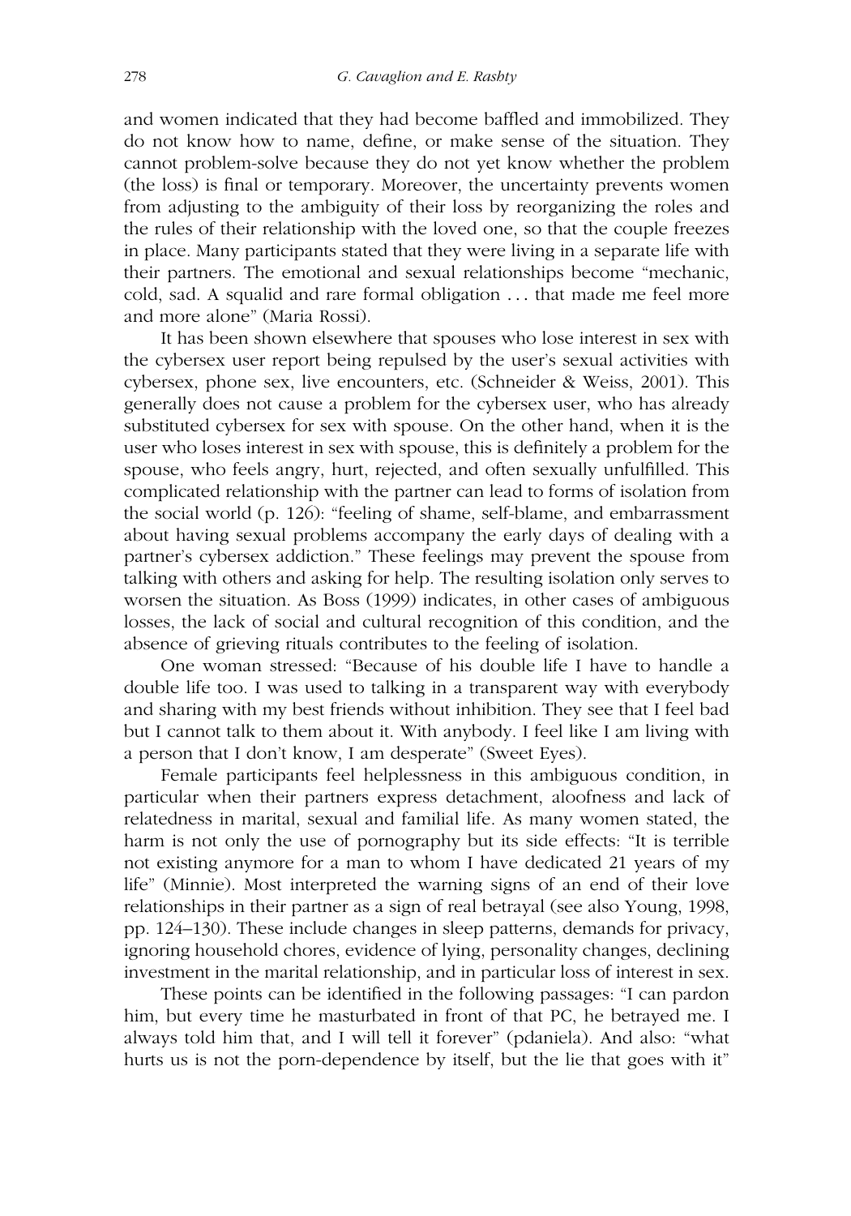and women indicated that they had become baffled and immobilized. They do not know how to name, define, or make sense of the situation. They cannot problem-solve because they do not yet know whether the problem (the loss) is final or temporary. Moreover, the uncertainty prevents women from adjusting to the ambiguity of their loss by reorganizing the roles and the rules of their relationship with the loved one, so that the couple freezes in place. Many participants stated that they were living in a separate life with their partners. The emotional and sexual relationships become "mechanic, cold, sad. A squalid and rare formal obligation ... that made me feel more and more alone" (Maria Rossi).

It has been shown elsewhere that spouses who lose interest in sex with the cybersex user report being repulsed by the user's sexual activities with cybersex, phone sex, live encounters, etc. (Schneider & Weiss, 2001). This generally does not cause a problem for the cybersex user, who has already substituted cybersex for sex with spouse. On the other hand, when it is the user who loses interest in sex with spouse, this is definitely a problem for the spouse, who feels angry, hurt, rejected, and often sexually unfulfilled. This complicated relationship with the partner can lead to forms of isolation from the social world (p. 126): "feeling of shame, self-blame, and embarrassment about having sexual problems accompany the early days of dealing with a partner's cybersex addiction." These feelings may prevent the spouse from talking with others and asking for help. The resulting isolation only serves to worsen the situation. As Boss (1999) indicates, in other cases of ambiguous losses, the lack of social and cultural recognition of this condition, and the absence of grieving rituals contributes to the feeling of isolation.

One woman stressed: "Because of his double life I have to handle a double life too. I was used to talking in a transparent way with everybody and sharing with my best friends without inhibition. They see that I feel bad but I cannot talk to them about it. With anybody. I feel like I am living with a person that I don't know, I am desperate" (Sweet Eyes).

Female participants feel helplessness in this ambiguous condition, in particular when their partners express detachment, aloofness and lack of relatedness in marital, sexual and familial life. As many women stated, the harm is not only the use of pornography but its side effects: "It is terrible not existing anymore for a man to whom I have dedicated 21 years of my life" (Minnie). Most interpreted the warning signs of an end of their love relationships in their partner as a sign of real betrayal (see also Young, 1998, pp. 124–130). These include changes in sleep patterns, demands for privacy, ignoring household chores, evidence of lying, personality changes, declining investment in the marital relationship, and in particular loss of interest in sex.

These points can be identified in the following passages: "I can pardon him, but every time he masturbated in front of that PC, he betrayed me. I always told him that, and I will tell it forever" (pdaniela). And also: "what hurts us is not the porn-dependence by itself, but the lie that goes with it"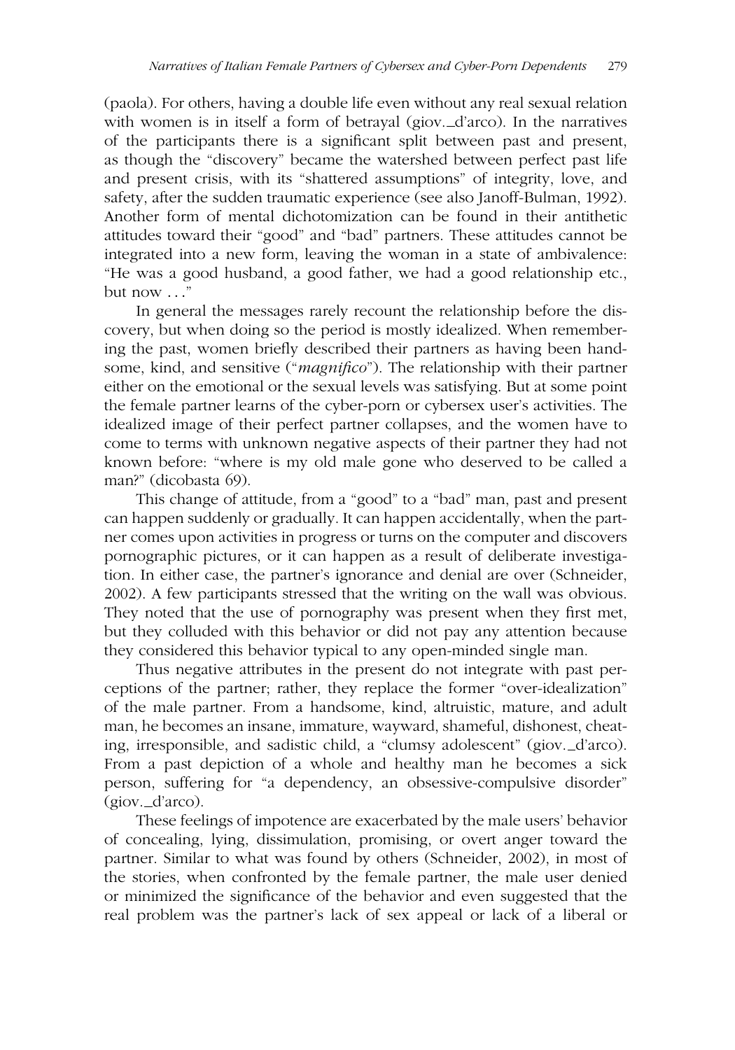(paola). For others, having a double life even without any real sexual relation with women is in itself a form of betrayal (giov._d'arco). In the narratives of the participants there is a significant split between past and present, as though the "discovery" became the watershed between perfect past life and present crisis, with its "shattered assumptions" of integrity, love, and safety, after the sudden traumatic experience (see also Janoff-Bulman, 1992). Another form of mental dichotomization can be found in their antithetic attitudes toward their "good" and "bad" partners. These attitudes cannot be integrated into a new form, leaving the woman in a state of ambivalence: "He was a good husband, a good father, we had a good relationship etc., but now . . ."

In general the messages rarely recount the relationship before the discovery, but when doing so the period is mostly idealized. When remembering the past, women briefly described their partners as having been handsome, kind, and sensitive ("*magnifico*"). The relationship with their partner either on the emotional or the sexual levels was satisfying. But at some point the female partner learns of the cyber-porn or cybersex user's activities. The idealized image of their perfect partner collapses, and the women have to come to terms with unknown negative aspects of their partner they had not known before: "where is my old male gone who deserved to be called a man?" (dicobasta 69).

This change of attitude, from a "good" to a "bad" man, past and present can happen suddenly or gradually. It can happen accidentally, when the partner comes upon activities in progress or turns on the computer and discovers pornographic pictures, or it can happen as a result of deliberate investigation. In either case, the partner's ignorance and denial are over (Schneider, 2002). A few participants stressed that the writing on the wall was obvious. They noted that the use of pornography was present when they first met, but they colluded with this behavior or did not pay any attention because they considered this behavior typical to any open-minded single man.

Thus negative attributes in the present do not integrate with past perceptions of the partner; rather, they replace the former "over-idealization" of the male partner. From a handsome, kind, altruistic, mature, and adult man, he becomes an insane, immature, wayward, shameful, dishonest, cheating, irresponsible, and sadistic child, a "clumsy adolescent" (giov._d'arco). From a past depiction of a whole and healthy man he becomes a sick person, suffering for "a dependency, an obsessive-compulsive disorder" (giov._d'arco).

These feelings of impotence are exacerbated by the male users' behavior of concealing, lying, dissimulation, promising, or overt anger toward the partner. Similar to what was found by others (Schneider, 2002), in most of the stories, when confronted by the female partner, the male user denied or minimized the significance of the behavior and even suggested that the real problem was the partner's lack of sex appeal or lack of a liberal or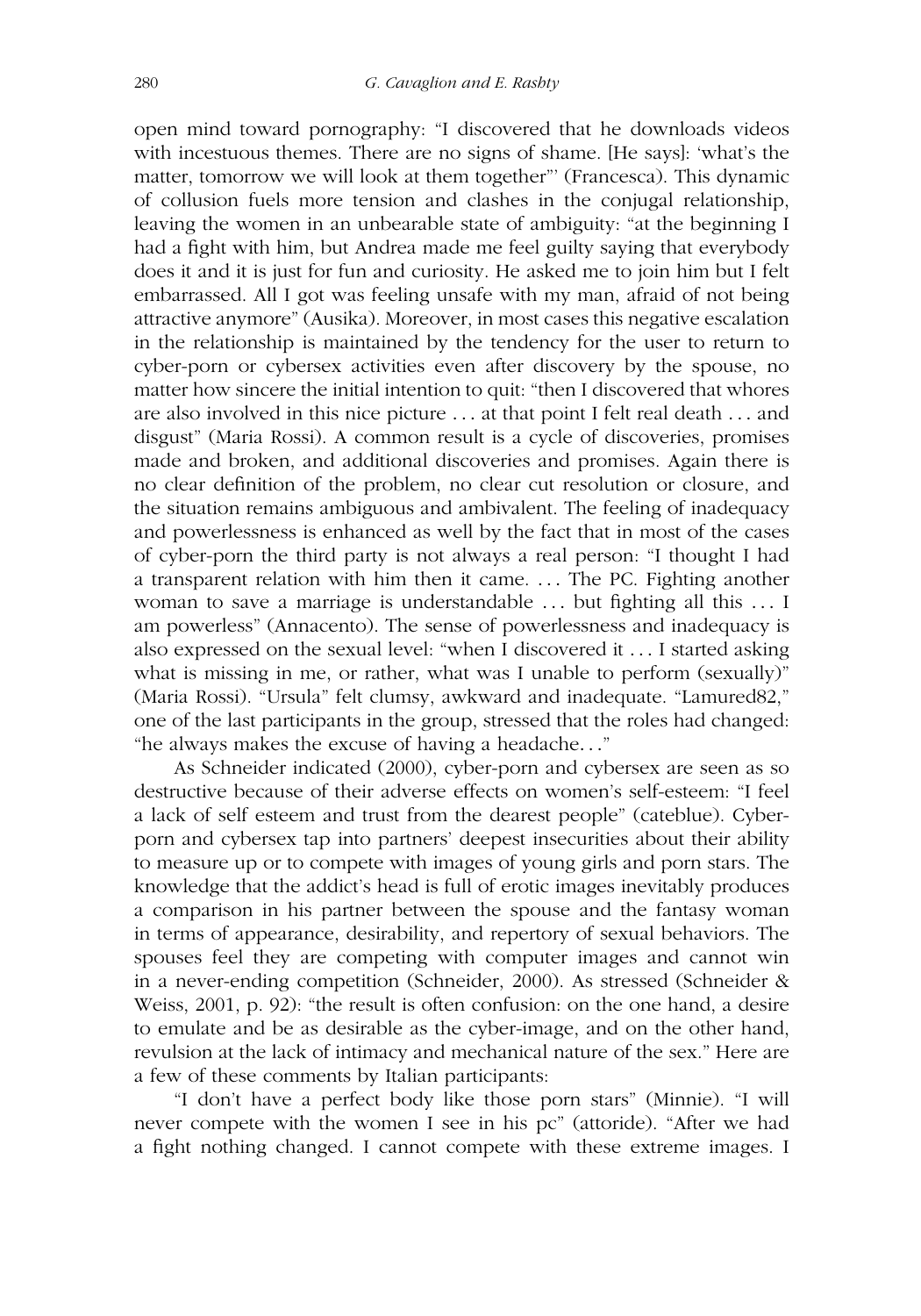open mind toward pornography: “I discovered that he downloads videos with incestuous themes. There are no signs of shame. [He says]: ‘what’s the matter, tomorrow we will look at them together”’ (Francesca). This dynamic of collusion fuels more tension and clashes in the conjugal relationship, leaving the women in an unbearable state of ambiguity: “at the beginning I had a fight with him, but Andrea made me feel guilty saying that everybody does it and it is just for fun and curiosity. He asked me to join him but I felt embarrassed. All I got was feeling unsafe with my man, afraid of not being attractive anymore” (Ausika). Moreover, in most cases this negative escalation in the relationship is maintained by the tendency for the user to return to cyber-porn or cybersex activities even after discovery by the spouse, no matter how sincere the initial intention to quit: “then I discovered that whores are also involved in this nice picture . . . at that point I felt real death . . . and disgust” (Maria Rossi). A common result is a cycle of discoveries, promises made and broken, and additional discoveries and promises. Again there is no clear definition of the problem, no clear cut resolution or closure, and the situation remains ambiguous and ambivalent. The feeling of inadequacy and powerlessness is enhanced as well by the fact that in most of the cases of cyber-porn the third party is not always a real person: “I thought I had a transparent relation with him then it came. . . . The PC. Fighting another woman to save a marriage is understandable . . . but fighting all this . . . I am powerless” (Annacento). The sense of powerlessness and inadequacy is also expressed on the sexual level: “when I discovered it . . . I started asking what is missing in me, or rather, what was I unable to perform (sexually)” (Maria Rossi). “Ursula” felt clumsy, awkward and inadequate. “Lamured82,” one of the last participants in the group, stressed that the roles had changed: “he always makes the excuse of having a headache. . .”

As Schneider indicated (2000), cyber-porn and cybersex are seen as so destructive because of their adverse effects on women’s self-esteem: “I feel a lack of self esteem and trust from the dearest people” (cateblue). Cyber-porn and cybersex tap into partners’ deepest insecurities about their ability to measure up or to compete with images of young girls and porn stars. The knowledge that the addict’s head is full of erotic images inevitably produces a comparison in his partner between the spouse and the fantasy woman in terms of appearance, desirability, and repertory of sexual behaviors. The spouses feel they are competing with computer images and cannot win in a never-ending competition (Schneider, 2000). As stressed (Schneider & Weiss, 2001, p. 92): “the result is often confusion: on the one hand, a desire to emulate and be as desirable as the cyber-image, and on the other hand, revulsion at the lack of intimacy and mechanical nature of the sex.” Here are a few of these comments by Italian participants:

“I don’t have a perfect body like those porn stars” (Minnie). “I will never compete with the women I see in his pc” (attoride). “After we had a fight nothing changed. I cannot compete with these extreme images. I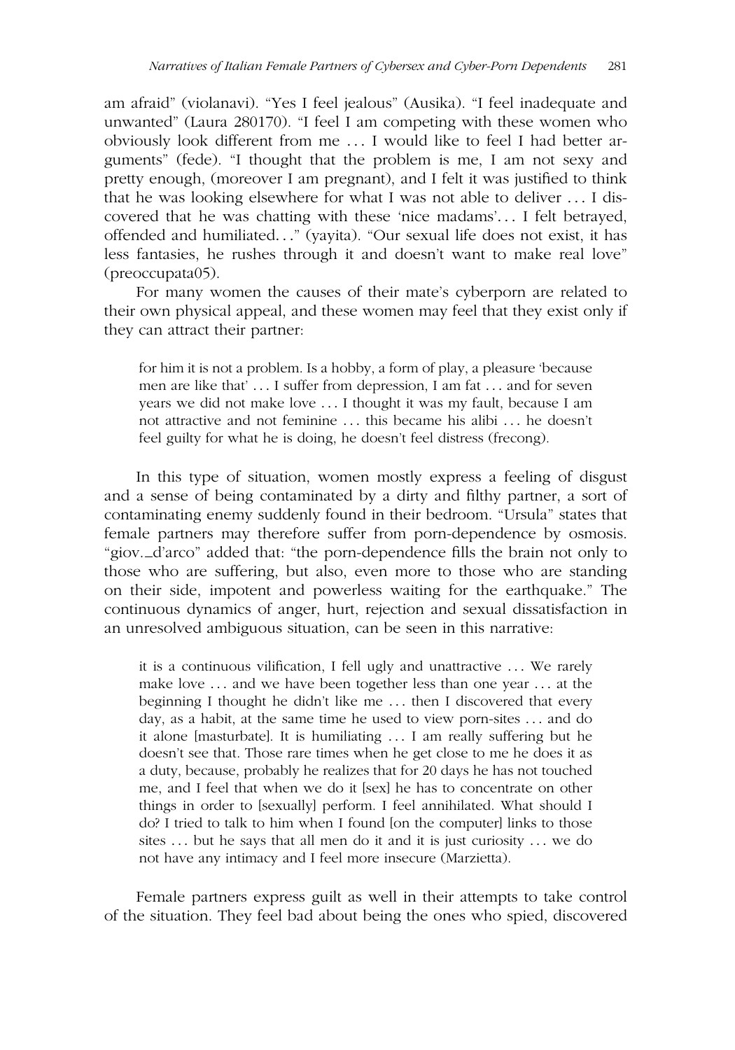am afraid" (violanavi). "Yes I feel jealous" (Ausika). "I feel inadequate and unwanted" (Laura 280170). "I feel I am competing with these women who obviously look different from me ... I would like to feel I had better arguments" (fede). "I thought that the problem is me, I am not sexy and pretty enough, (moreover I am pregnant), and I felt it was justified to think that he was looking elsewhere for what I was not able to deliver ... I discovered that he was chatting with these 'nice madams'... I felt betrayed, offended and humiliated..." (yayita). "Our sexual life does not exist, it has less fantasies, he rushes through it and doesn't want to make real love" (preoccupata05).

For many women the causes of their mate's cyberporn are related to their own physical appeal, and these women may feel that they exist only if they can attract their partner:

> for him it is not a problem. Is a hobby, a form of play, a pleasure 'because men are like that' ... I suffer from depression, I am fat ... and for seven years we did not make love ... I thought it was my fault, because I am not attractive and not feminine ... this became his alibi ... he doesn't feel guilty for what he is doing, he doesn't feel distress (frecong).

In this type of situation, women mostly express a feeling of disgust and a sense of being contaminated by a dirty and filthy partner, a sort of contaminating enemy suddenly found in their bedroom. "Ursula" states that female partners may therefore suffer from porn-dependence by osmosis. "giov._d'arco" added that: "the porn-dependence fills the brain not only to those who are suffering, but also, even more to those who are standing on their side, impotent and powerless waiting for the earthquake." The continuous dynamics of anger, hurt, rejection and sexual dissatisfaction in an unresolved ambiguous situation, can be seen in this narrative:

> it is a continuous vilification, I fell ugly and unattractive ... We rarely make love ... and we have been together less than one year ... at the beginning I thought he didn't like me ... then I discovered that every day, as a habit, at the same time he used to view porn-sites ... and do it alone [masturbate]. It is humiliating ... I am really suffering but he doesn't see that. Those rare times when he get close to me he does it as a duty, because, probably he realizes that for 20 days he has not touched me, and I feel that when we do it [sex] he has to concentrate on other things in order to [sexually] perform. I feel annihilated. What should I do? I tried to talk to him when I found [on the computer] links to those sites ... but he says that all men do it and it is just curiosity ... we do not have any intimacy and I feel more insecure (Marzietta).

Female partners express guilt as well in their attempts to take control of the situation. They feel bad about being the ones who spied, discovered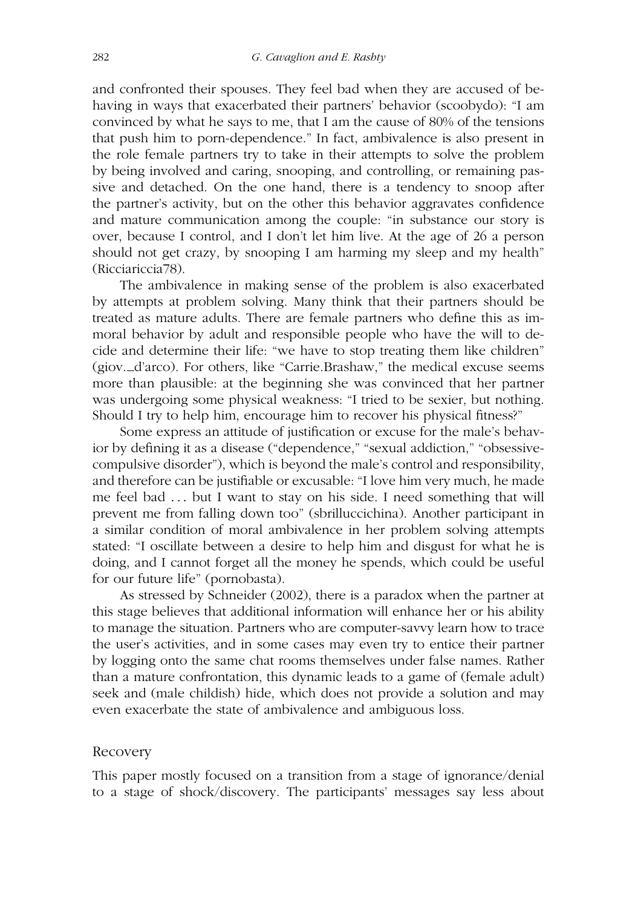and confronted their spouses. They feel bad when they are accused of behaving in ways that exacerbated their partners' behavior (scoobydo): "I am convinced by what he says to me, that I am the cause of 80% of the tensions that push him to porn-dependence." In fact, ambivalence is also present in the role female partners try to take in their attempts to solve the problem by being involved and caring, snooping, and controlling, or remaining passive and detached. On the one hand, there is a tendency to snoop after the partner's activity, but on the other this behavior aggravates confidence and mature communication among the couple: "in substance our story is over, because I control, and I don't let him live. At the age of 26 a person should not get crazy, by snooping I am harming my sleep and my health" (Ricciariccia78).

The ambivalence in making sense of the problem is also exacerbated by attempts at problem solving. Many think that their partners should be treated as mature adults. There are female partners who define this as immoral behavior by adult and responsible people who have the will to decide and determine their life: "we have to stop treating them like children" (giov._d'arco). For others, like "Carrie.Brashaw," the medical excuse seems more than plausible: at the beginning she was convinced that her partner was undergoing some physical weakness: "I tried to be sexier, but nothing. Should I try to help him, encourage him to recover his physical fitness?"

Some express an attitude of justification or excuse for the male's behavior by defining it as a disease ("dependence," "sexual addiction," "obsessive-compulsive disorder"), which is beyond the male's control and responsibility, and therefore can be justifiable or excusable: "I love him very much, he made me feel bad ... but I want to stay on his side. I need something that will prevent me from falling down too" (sbrilluccichina). Another participant in a similar condition of moral ambivalence in her problem solving attempts stated: "I oscillate between a desire to help him and disgust for what he is doing, and I cannot forget all the money he spends, which could be useful for our future life" (pornobasta).

As stressed by Schneider (2002), there is a paradox when the partner at this stage believes that additional information will enhance her or his ability to manage the situation. Partners who are computer-savvy learn how to trace the user's activities, and in some cases may even try to entice their partner by logging onto the same chat rooms themselves under false names. Rather than a mature confrontation, this dynamic leads to a game of (female adult) seek and (male childish) hide, which does not provide a solution and may even exacerbate the state of ambivalence and ambiguous loss.

## Recovery

This paper mostly focused on a transition from a stage of ignorance/denial to a stage of shock/discovery. The participants' messages say less about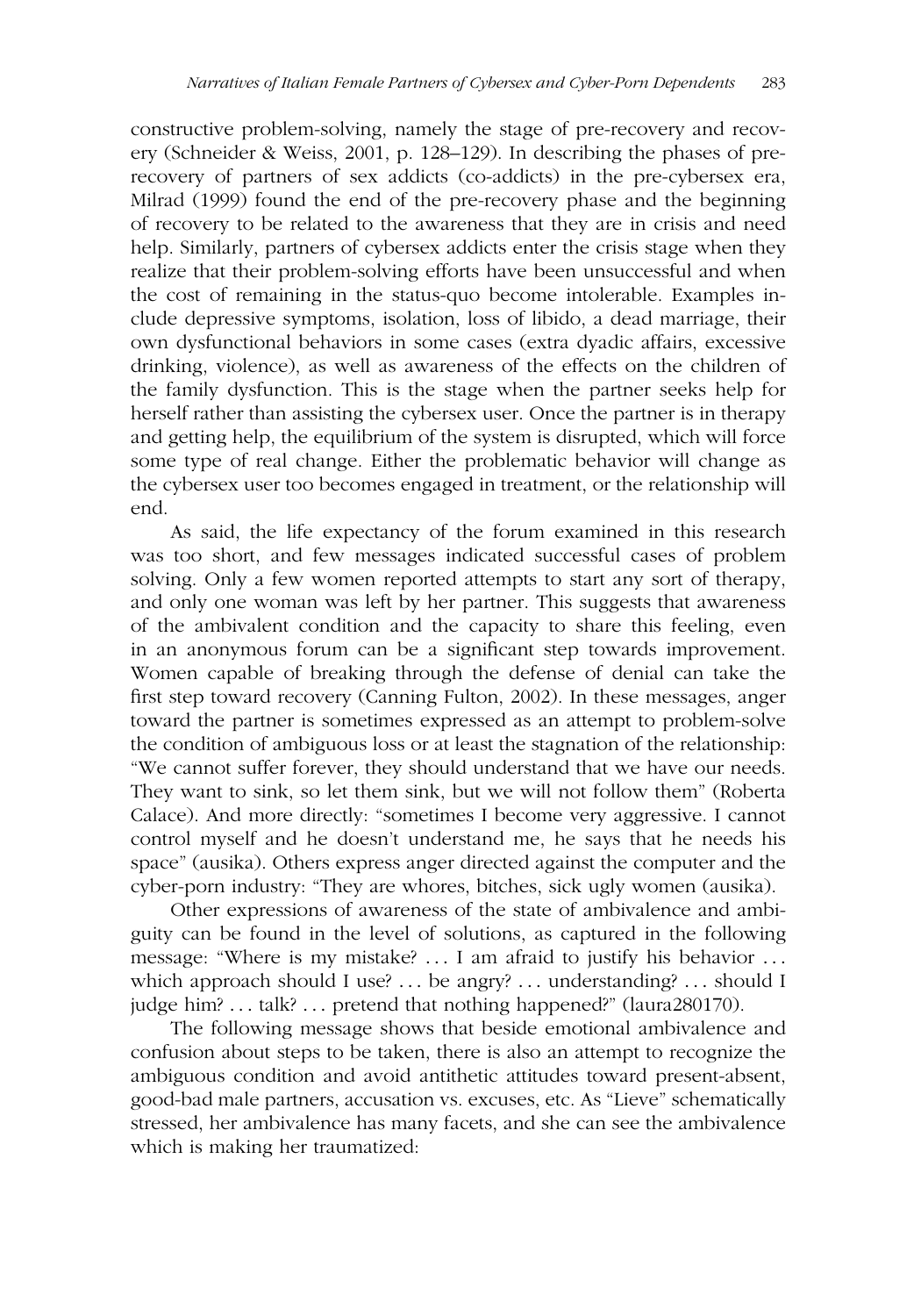constructive problem-solving, namely the stage of pre-recovery and recovery (Schneider & Weiss, 2001, p. 128–129). In describing the phases of pre-recovery of partners of sex addicts (co-addicts) in the pre-cybersex era, Milrad (1999) found the end of the pre-recovery phase and the beginning of recovery to be related to the awareness that they are in crisis and need help. Similarly, partners of cybersex addicts enter the crisis stage when they realize that their problem-solving efforts have been unsuccessful and when the cost of remaining in the status-quo become intolerable. Examples include depressive symptoms, isolation, loss of libido, a dead marriage, their own dysfunctional behaviors in some cases (extra dyadic affairs, excessive drinking, violence), as well as awareness of the effects on the children of the family dysfunction. This is the stage when the partner seeks help for herself rather than assisting the cybersex user. Once the partner is in therapy and getting help, the equilibrium of the system is disrupted, which will force some type of real change. Either the problematic behavior will change as the cybersex user too becomes engaged in treatment, or the relationship will end.

As said, the life expectancy of the forum examined in this research was too short, and few messages indicated successful cases of problem solving. Only a few women reported attempts to start any sort of therapy, and only one woman was left by her partner. This suggests that awareness of the ambivalent condition and the capacity to share this feeling, even in an anonymous forum can be a significant step towards improvement. Women capable of breaking through the defense of denial can take the first step toward recovery (Canning Fulton, 2002). In these messages, anger toward the partner is sometimes expressed as an attempt to problem-solve the condition of ambiguous loss or at least the stagnation of the relationship: "We cannot suffer forever, they should understand that we have our needs. They want to sink, so let them sink, but we will not follow them" (Roberta Calace). And more directly: "sometimes I become very aggressive. I cannot control myself and he doesn't understand me, he says that he needs his space" (ausika). Others express anger directed against the computer and the cyber-porn industry: "They are whores, bitches, sick ugly women (ausika).

Other expressions of awareness of the state of ambivalence and ambiguity can be found in the level of solutions, as captured in the following message: "Where is my mistake? ... I am afraid to justify his behavior ... which approach should I use? ... be angry? ... understanding? ... should I judge him? ... talk? ... pretend that nothing happened?" (laura280170).

The following message shows that beside emotional ambivalence and confusion about steps to be taken, there is also an attempt to recognize the ambiguous condition and avoid antithetic attitudes toward present-absent, good-bad male partners, accusation vs. excuses, etc. As "Lieve" schematically stressed, her ambivalence has many facets, and she can see the ambivalence which is making her traumatized: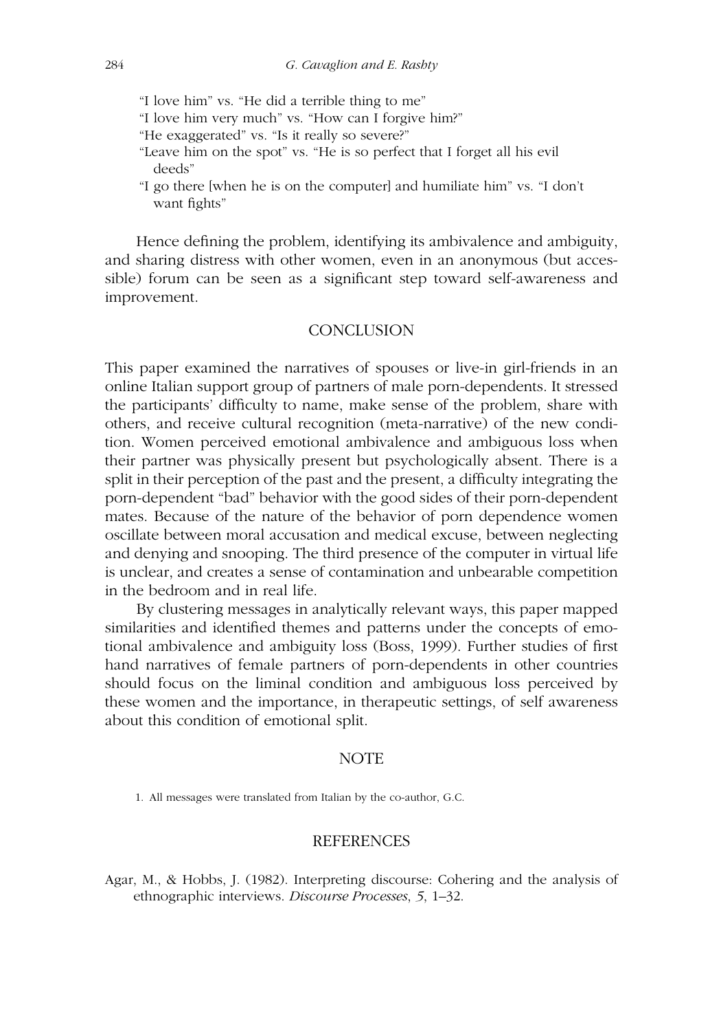"I love him" vs. "He did a terrible thing to me"
"I love him very much" vs. "How can I forgive him?"
"He exaggerated" vs. "Is it really so severe?"
"Leave him on the spot" vs. "He is so perfect that I forget all his evil deeds"
"I go there [when he is on the computer] and humiliate him" vs. "I don't want fights"

Hence defining the problem, identifying its ambivalence and ambiguity, and sharing distress with other women, even in an anonymous (but accessible) forum can be seen as a significant step toward self-awareness and improvement.

## CONCLUSION

This paper examined the narratives of spouses or live-in girl-friends in an online Italian support group of partners of male porn-dependents. It stressed the participants' difficulty to name, make sense of the problem, share with others, and receive cultural recognition (meta-narrative) of the new condition. Women perceived emotional ambivalence and ambiguous loss when their partner was physically present but psychologically absent. There is a split in their perception of the past and the present, a difficulty integrating the porn-dependent "bad" behavior with the good sides of their porn-dependent mates. Because of the nature of the behavior of porn dependence women oscillate between moral accusation and medical excuse, between neglecting and denying and snooping. The third presence of the computer in virtual life is unclear, and creates a sense of contamination and unbearable competition in the bedroom and in real life.

By clustering messages in analytically relevant ways, this paper mapped similarities and identified themes and patterns under the concepts of emotional ambivalence and ambiguity loss (Boss, 1999). Further studies of first hand narratives of female partners of porn-dependents in other countries should focus on the liminal condition and ambiguous loss perceived by these women and the importance, in therapeutic settings, of self awareness about this condition of emotional split.

## NOTE

1. All messages were translated from Italian by the co-author, G.C.

## REFERENCES

Agar, M., & Hobbs, J. (1982). Interpreting discourse: Cohering and the analysis of ethnographic interviews. *Discourse Processes*, *5*, 1–32.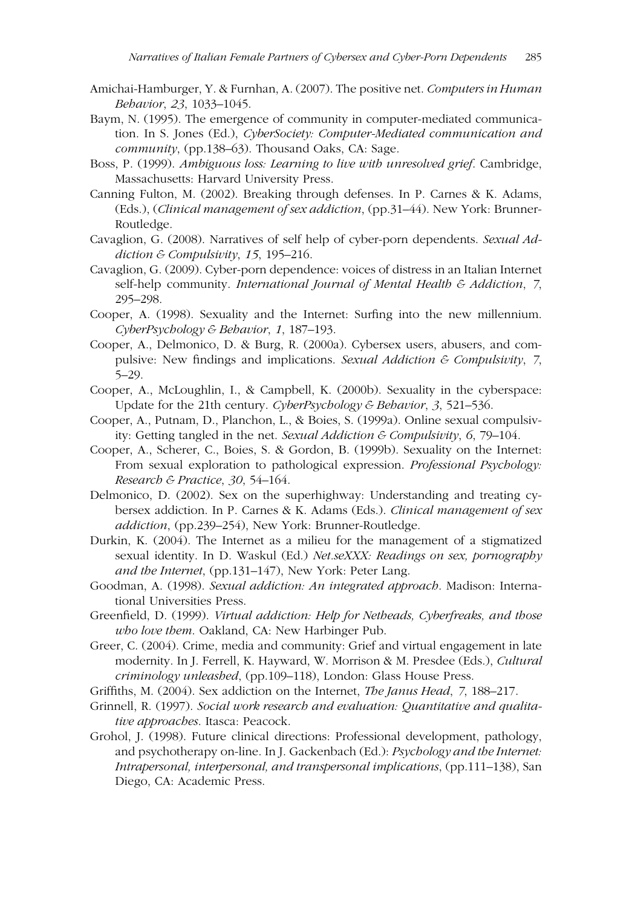Amichai-Hamburger, Y. & Furnhan, A. (2007). The positive net. *Computers in Human Behavior*, *23*, 1033–1045.

Baym, N. (1995). The emergence of community in computer-mediated communication. In S. Jones (Ed.), *CyberSociety: Computer-Mediated communication and community*, (pp.138–63). Thousand Oaks, CA: Sage.

Boss, P. (1999). *Ambiguous loss: Learning to live with unresolved grief*. Cambridge, Massachusetts: Harvard University Press.

Canning Fulton, M. (2002). Breaking through defenses. In P. Carnes & K. Adams, (Eds.), (*Clinical management of sex addiction*, (pp.31–44). New York: Brunner-Routledge.

Cavaglion, G. (2008). Narratives of self help of cyber-porn dependents. *Sexual Addiction & Compulsivity*, *15*, 195–216.

Cavaglion, G. (2009). Cyber-porn dependence: voices of distress in an Italian Internet self-help community. *International Journal of Mental Health & Addiction*, *7*, 295–298.

Cooper, A. (1998). Sexuality and the Internet: Surfing into the new millennium. *CyberPsychology & Behavior*, *1*, 187–193.

Cooper, A., Delmonico, D. & Burg, R. (2000a). Cybersex users, abusers, and compulsive: New findings and implications. *Sexual Addiction & Compulsivity*, *7*, 5–29.

Cooper, A., McLoughlin, I., & Campbell, K. (2000b). Sexuality in the cyberspace: Update for the 21th century. *CyberPsychology & Behavior*, *3*, 521–536.

Cooper, A., Putnam, D., Planchon, L., & Boies, S. (1999a). Online sexual compulsivity: Getting tangled in the net. *Sexual Addiction & Compulsivity*, *6*, 79–104.

Cooper, A., Scherer, C., Boies, S. & Gordon, B. (1999b). Sexuality on the Internet: From sexual exploration to pathological expression. *Professional Psychology: Research & Practice*, *30*, 54–164.

Delmonico, D. (2002). Sex on the superhighway: Understanding and treating cybersex addiction. In P. Carnes & K. Adams (Eds.). *Clinical management of sex addiction*, (pp.239–254), New York: Brunner-Routledge.

Durkin, K. (2004). The Internet as a milieu for the management of a stigmatized sexual identity. In D. Waskul (Ed.) *Net.seXXX: Readings on sex, pornography and the Internet*, (pp.131–147), New York: Peter Lang.

Goodman, A. (1998). *Sexual addiction: An integrated approach*. Madison: International Universities Press.

Greenfield, D. (1999). *Virtual addiction: Help for Netheads, Cyberfreaks, and those who love them*. Oakland, CA: New Harbinger Pub.

Greer, C. (2004). Crime, media and community: Grief and virtual engagement in late modernity. In J. Ferrell, K. Hayward, W. Morrison & M. Presdee (Eds.), *Cultural criminology unleashed*, (pp.109–118), London: Glass House Press.

Griffiths, M. (2004). Sex addiction on the Internet, *The Janus Head*, *7*, 188–217.

Grinnell, R. (1997). *Social work research and evaluation: Quantitative and qualitative approaches*. Itasca: Peacock.

Grohol, J. (1998). Future clinical directions: Professional development, pathology, and psychotherapy on-line. In J. Gackenbach (Ed.): *Psychology and the Internet: Intrapersonal, interpersonal, and transpersonal implications*, (pp.111–138), San Diego, CA: Academic Press.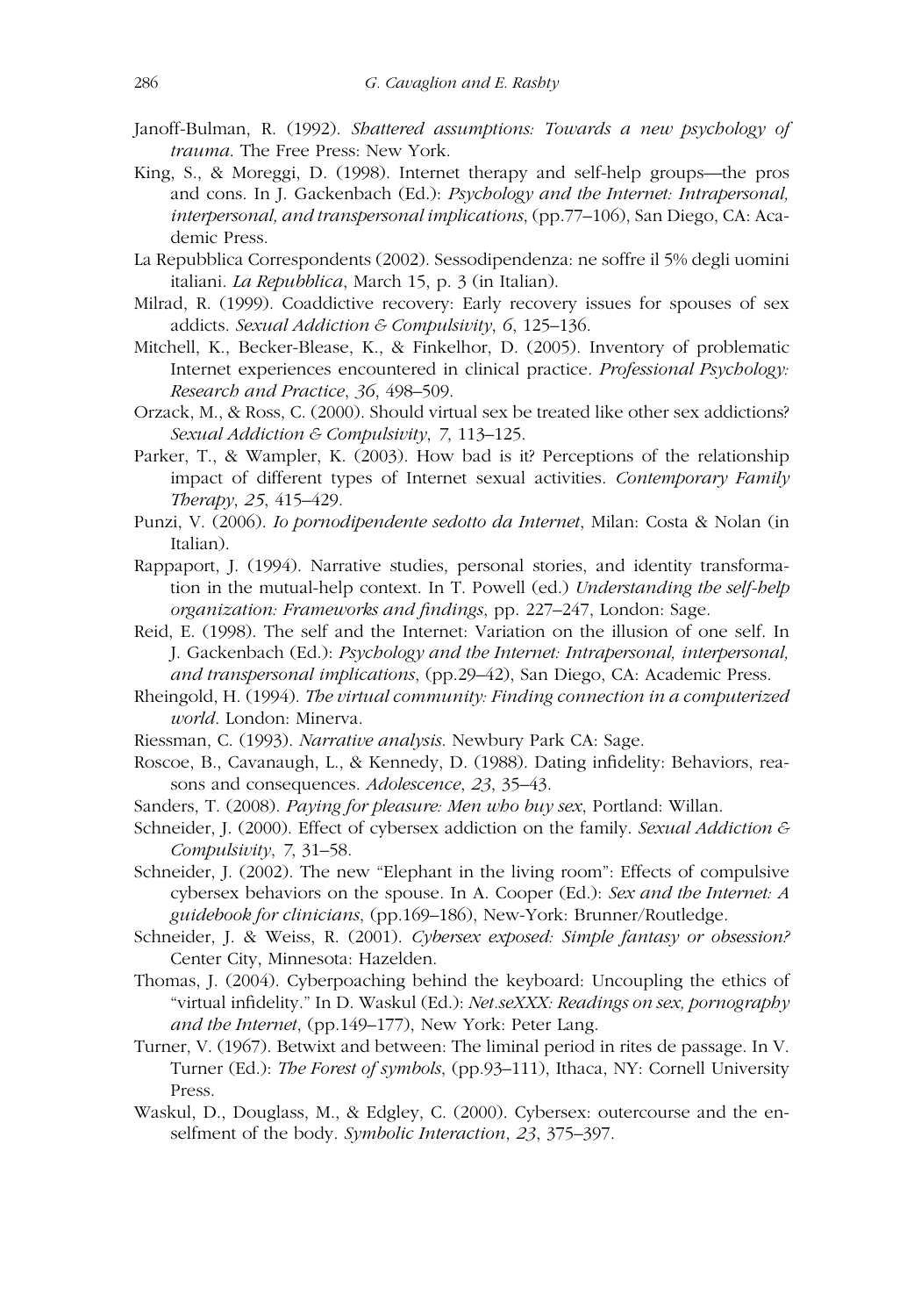Janoff-Bulman, R. (1992). *Shattered assumptions: Towards a new psychology of trauma*. The Free Press: New York.

King, S., & Moreggi, D. (1998). Internet therapy and self-help groups—the pros and cons. In J. Gackenbach (Ed.): *Psychology and the Internet: Intrapersonal, interpersonal, and transpersonal implications*, (pp.77–106), San Diego, CA: Academic Press.

La Repubblica Correspondents (2002). Sessodipendenza: ne soffre il 5% degli uomini italiani. *La Repubblica*, March 15, p. 3 (in Italian).

Milrad, R. (1999). Coaddictive recovery: Early recovery issues for spouses of sex addicts. *Sexual Addiction & Compulsivity*, *6*, 125–136.

Mitchell, K., Becker-Blease, K., & Finkelhor, D. (2005). Inventory of problematic Internet experiences encountered in clinical practice. *Professional Psychology: Research and Practice*, *36*, 498–509.

Orzack, M., & Ross, C. (2000). Should virtual sex be treated like other sex addictions? *Sexual Addiction & Compulsivity*, *7*, 113–125.

Parker, T., & Wampler, K. (2003). How bad is it? Perceptions of the relationship impact of different types of Internet sexual activities. *Contemporary Family Therapy*, *25*, 415–429.

Punzi, V. (2006). *Io pornodipendente sedotto da Internet*, Milan: Costa & Nolan (in Italian).

Rappaport, J. (1994). Narrative studies, personal stories, and identity transformation in the mutual-help context. In T. Powell (ed.) *Understanding the self-help organization: Frameworks and findings*, pp. 227–247, London: Sage.

Reid, E. (1998). The self and the Internet: Variation on the illusion of one self. In J. Gackenbach (Ed.): *Psychology and the Internet: Intrapersonal, interpersonal, and transpersonal implications*, (pp.29–42), San Diego, CA: Academic Press.

Rheingold, H. (1994). *The virtual community: Finding connection in a computerized world*. London: Minerva.

Riessman, C. (1993). *Narrative analysis*. Newbury Park CA: Sage.

Roscoe, B., Cavanaugh, L., & Kennedy, D. (1988). Dating infidelity: Behaviors, reasons and consequences. *Adolescence*, *23*, 35–43.

Sanders, T. (2008). *Paying for pleasure: Men who buy sex*, Portland: Willan.

Schneider, J. (2000). Effect of cybersex addiction on the family. *Sexual Addiction & Compulsivity*, *7*, 31–58.

Schneider, J. (2002). The new "Elephant in the living room": Effects of compulsive cybersex behaviors on the spouse. In A. Cooper (Ed.): *Sex and the Internet: A guidebook for clinicians*, (pp.169–186), New-York: Brunner/Routledge.

Schneider, J. & Weiss, R. (2001). *Cybersex exposed: Simple fantasy or obsession?* Center City, Minnesota: Hazelden.

Thomas, J. (2004). Cyberpoaching behind the keyboard: Uncoupling the ethics of "virtual infidelity." In D. Waskul (Ed.): *Net.seXXX: Readings on sex, pornography and the Internet*, (pp.149–177), New York: Peter Lang.

Turner, V. (1967). Betwixt and between: The liminal period in rites de passage. In V. Turner (Ed.): *The Forest of symbols*, (pp.93–111), Ithaca, NY: Cornell University Press.

Waskul, D., Douglass, M., & Edgley, C. (2000). Cybersex: outercourse and the enselfment of the body. *Symbolic Interaction*, *23*, 375–397.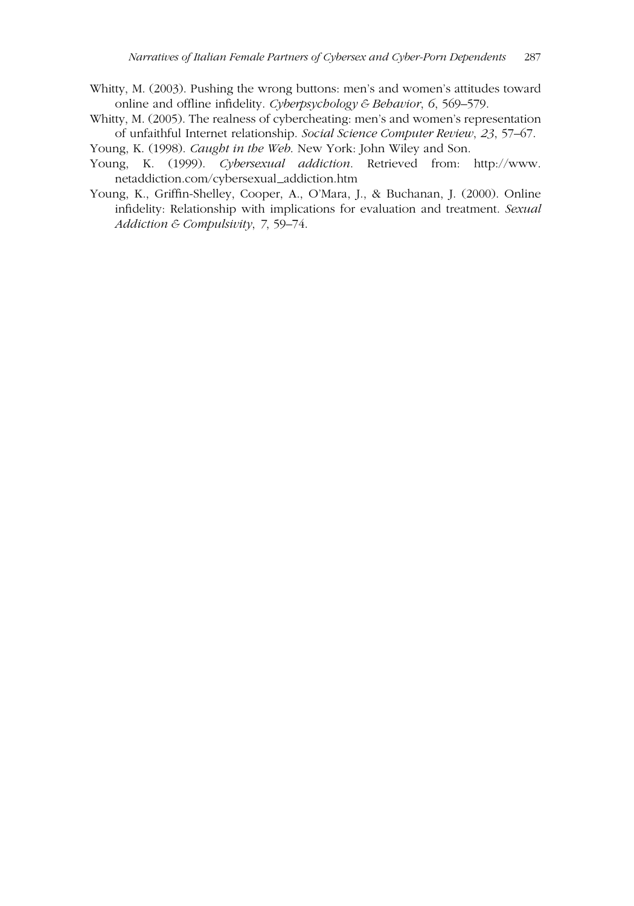Whitty, M. (2003). Pushing the wrong buttons: men's and women's attitudes toward online and offline infidelity. *Cyberpsychology & Behavior*, *6*, 569–579.

Whitty, M. (2005). The realness of cybercheating: men's and women's representation of unfaithful Internet relationship. *Social Science Computer Review*, *23*, 57–67.

Young, K. (1998). *Caught in the Web*. New York: John Wiley and Son.

Young, K. (1999). *Cybersexual addiction*. Retrieved from: http://www.netaddiction.com/cybersexual_addiction.htm

Young, K., Griffin-Shelley, Cooper, A., O'Mara, J., & Buchanan, J. (2000). Online infidelity: Relationship with implications for evaluation and treatment. *Sexual Addiction & Compulsivity*, *7*, 59–74.